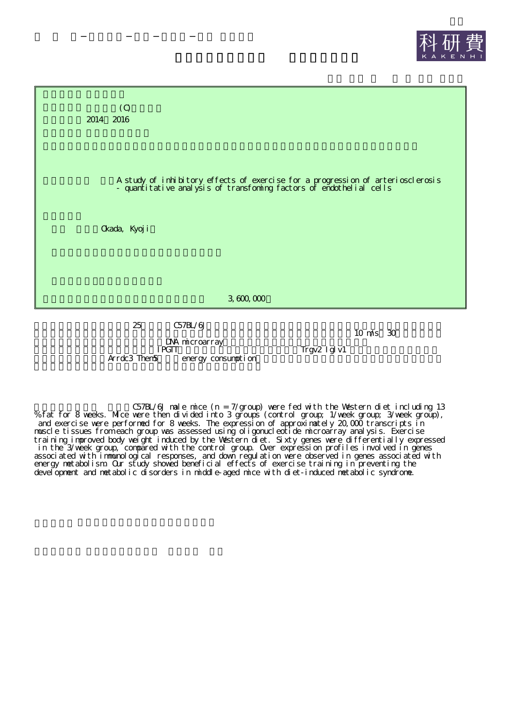(C)

2014～2016

A study of inhibitory effects of exercise for a progression of arteriosclerosis - quantitative analysis of transfoming factors of endothelial cells

Okada, Kyoji

3,600,000

25 C57BL/6J 10 m/s 30 DNA microarray IPGTT Trgv2 Iglv1 Arrdc3 Them5 energy consumption

C57BL/6J male mice (n = 7/group) were fed with the Western diet including 13 % fat for 8 weeks. Mice were then divided into 3 groups (control group; 1/week group; 3/week group), and exercise were performed for 8 weeks. The expression of approximately 20,000 transcripts in muscle tissues from each group was assessed using oligonucleotide microarray analysis. Exercise training improved body weight induced by the Western diet. Sixty genes were differentially expressed in the 3/week group, compared with the control group. Over expression profiles involved in genes associated with immunological responses, and down regulation were observed in genes associated with energy metabolism. Our study showed beneficial effects of exercise training in preventing the development and metabolic disorders in middle-aged mice with diet-induced metabolic syndrome.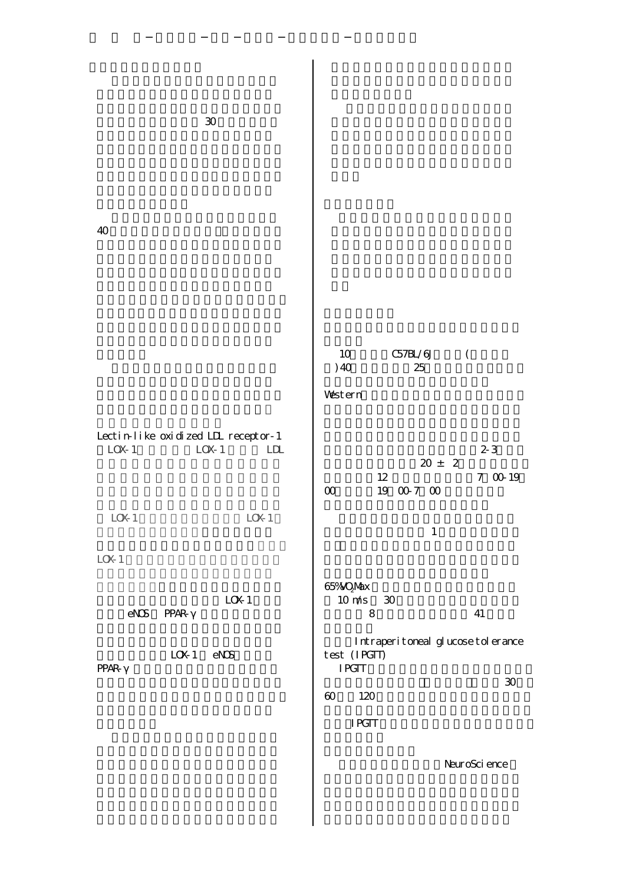30

40

Lectin-like oxidized LDL receptor-1 LOX-1 LOX-1 LDL

LOX-1 LOX-1

LOX-1

LOX-1

eNOS PPAR-γ

LOX-1 eNOS

PPAR-γ

10 C57BL/6J (

)40 25

Western

2-3

20 ± 2

12 7 00-19

00 19 00-7 00

1

65% $VO_2$Max

10 m/s 30

8 41

Intraperitoneal glucose tolerance test (IPGTT)

IPGTT

30

60 120

IPGTT

NeuroScience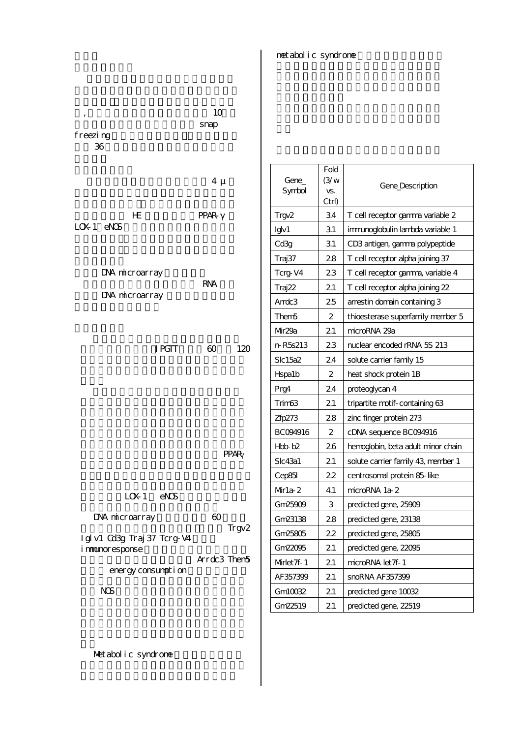, 10

snap

freezing

36

4 μ

HE PPAR-γ

LOX-1 eNOS

DNA microarray

RNA

DNA microarray

IPGTT 60 120

PPARγ

LOX-1 eNOS

DNA microarray 60

Trgv2

Iglv1 Cd3g Traj37 Tcrg-V4

immunoresponse

Arrdc3 Them5

energy consumption

NOS

Metabolic syndrome

metabolic syndrome

| Gene_Symbol | Fold (3/w vs. Ctrl) | Gene_Description |
|---|---|---|
| Trgv2 | 3.4 | T cell receptor gamma variable 2 |
| Iglv1 | 3.1 | immunoglobulin lambda variable 1 |
| Cd3g | 3.1 | CD3 antigen, gamma polypeptide |
| Traj37 | 2.8 | T cell receptor alpha joining 37 |
| Tcrg-V4 | 2.3 | T cell receptor gamma, variable 4 |
| Traj22 | 2.1 | T cell receptor alpha joining 22 |
| Arrdc3 | 2.5 | arrestin domain containing 3 |
| Them5 | 2 | thioesterase superfamily member 5 |
| Mir29a | 2.1 | microRNA 29a |
| n-R5s213 | 2.3 | nuclear encoded rRNA 5S 213 |
| Slc15a2 | 2.4 | solute carrier family 15 |
| Hspa1b | 2 | heat shock protein 1B |
| Prg4 | 2.4 | proteoglycan 4 |
| Trim63 | 2.1 | tripartite motif-containing 63 |
| Zfp273 | 2.8 | zinc finger protein 273 |
| BC094916 | 2 | cDNA sequence BC094916 |
| Hbb-b2 | 2.6 | hemoglobin, beta adult minor chain |
| Slc43a1 | 2.1 | solute carrier family 43, member 1 |
| Cep85l | 2.2 | centrosomal protein 85-like |
| Mir1a-2 | 4.1 | microRNA 1a-2 |
| Gm25909 | 3 | predicted gene, 25909 |
| Gm23138 | 2.8 | predicted gene, 23138 |
| Gm25805 | 2.2 | predicted gene, 25805 |
| Gm22095 | 2.1 | predicted gene, 22095 |
| Mirlet7f-1 | 2.1 | microRNA let7f-1 |
| AF357399 | 2.1 | snoRNA AF357399 |
| Gm10032 | 2.1 | predicted gene 10032 |
| Gm22519 | 2.1 | predicted gene, 22519 |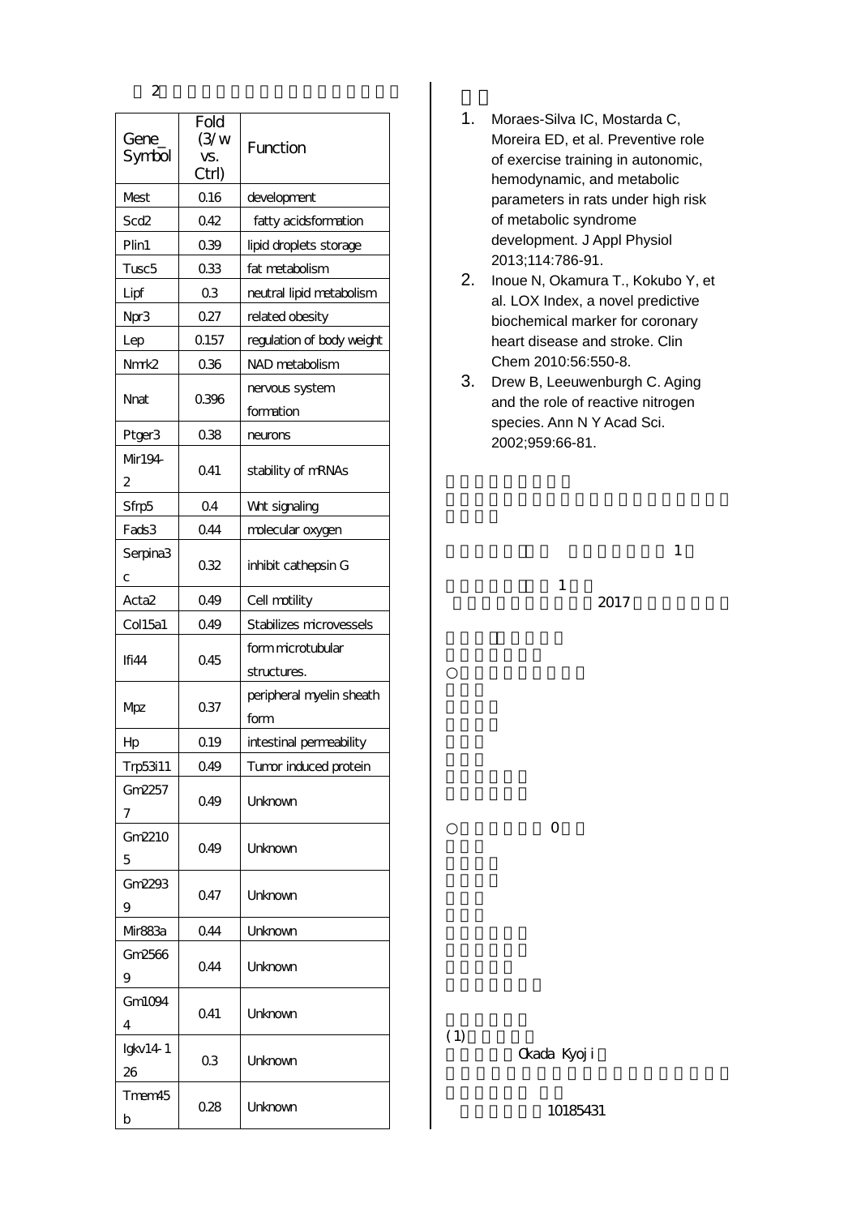表 2

| Gene_Symbol | Fold (3/w vs. Ctrl) | Function |
|---|---|---|
| Mest | 0.16 | development |
| Scd2 | 0.42 | fatty acidsformation |
| Plin1 | 0.39 | lipid droplets storage |
| Tusc5 | 0.33 | fat metabolism |
| Lipf | 0.3 | neutral lipid metabolism |
| Npr3 | 0.27 | related obesity |
| Lep | 0.157 | regulation of body weight |
| Nmrk2 | 0.36 | NAD metabolism |
| Nnat | 0.396 | nervous system formation |
| Ptger3 | 0.38 | neurons |
| Mir194-2 | 0.41 | stability of mRNAs |
| Sfrp5 | 0.4 | Wnt signaling |
| Fads3 | 0.44 | molecular oxygen |
| Serpina3c | 0.32 | inhibit cathepsin G |
| Acta2 | 0.49 | Cell motility |
| Col15a1 | 0.49 | Stabilizes microvessels |
| Ifi44 | 0.45 | form microtubular structures. |
| Mpz | 0.37 | peripheral myelin sheath form |
| Hp | 0.19 | intestinal permeability |
| Trp53i11 | 0.49 | Tumor induced protein |
| Gm22577 | 0.49 | Unknown |
| Gm22105 | 0.49 | Unknown |
| Gm22939 | 0.47 | Unknown |
| Mir883a | 0.44 | Unknown |
| Gm25669 | 0.44 | Unknown |
| Gm10944 | 0.41 | Unknown |
| Igkv14-126 | 0.3 | Unknown |
| Tmem45b | 0.28 | Unknown |

1. Moraes-Silva IC, Mostarda C, Moreira ED, et al. Preventive role of exercise training in autonomic, hemodynamic, and metabolic parameters in rats under high risk of metabolic syndrome development. J Appl Physiol 2013;114:786-91.
2. Inoue N, Okamura T., Kokubo Y, et al. LOX Index, a novel predictive biochemical marker for coronary heart disease and stroke. Clin Chem 2010:56:550-8.
3. Drew B, Leeuwenburgh C. Aging and the role of reactive nitrogen species. Ann N Y Acad Sci. 2002;959:66-81.

1

1

2017

○

○ 0

(1)

Okada Kyoji

10185431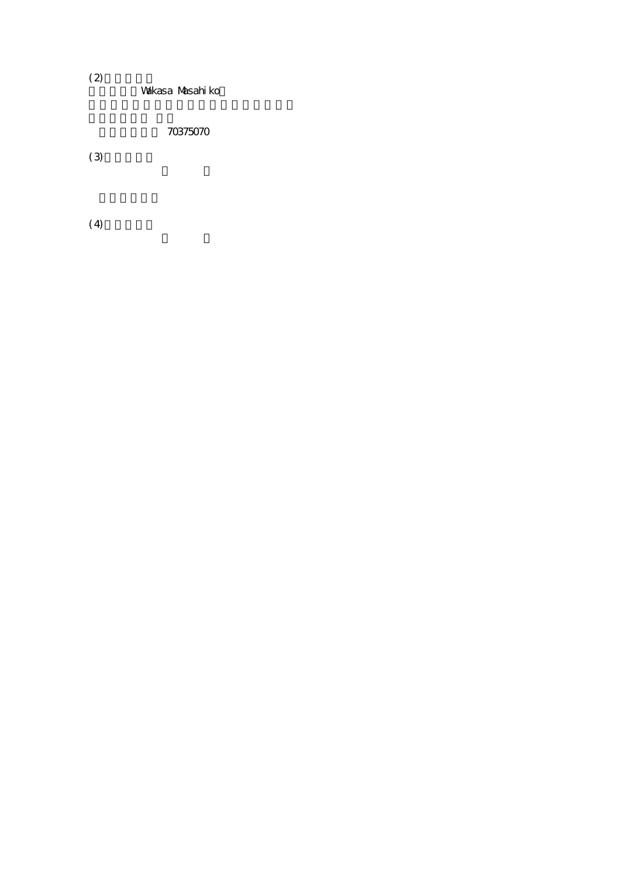(2)

Wakasa Masahiko

70375070

(3)

(4)